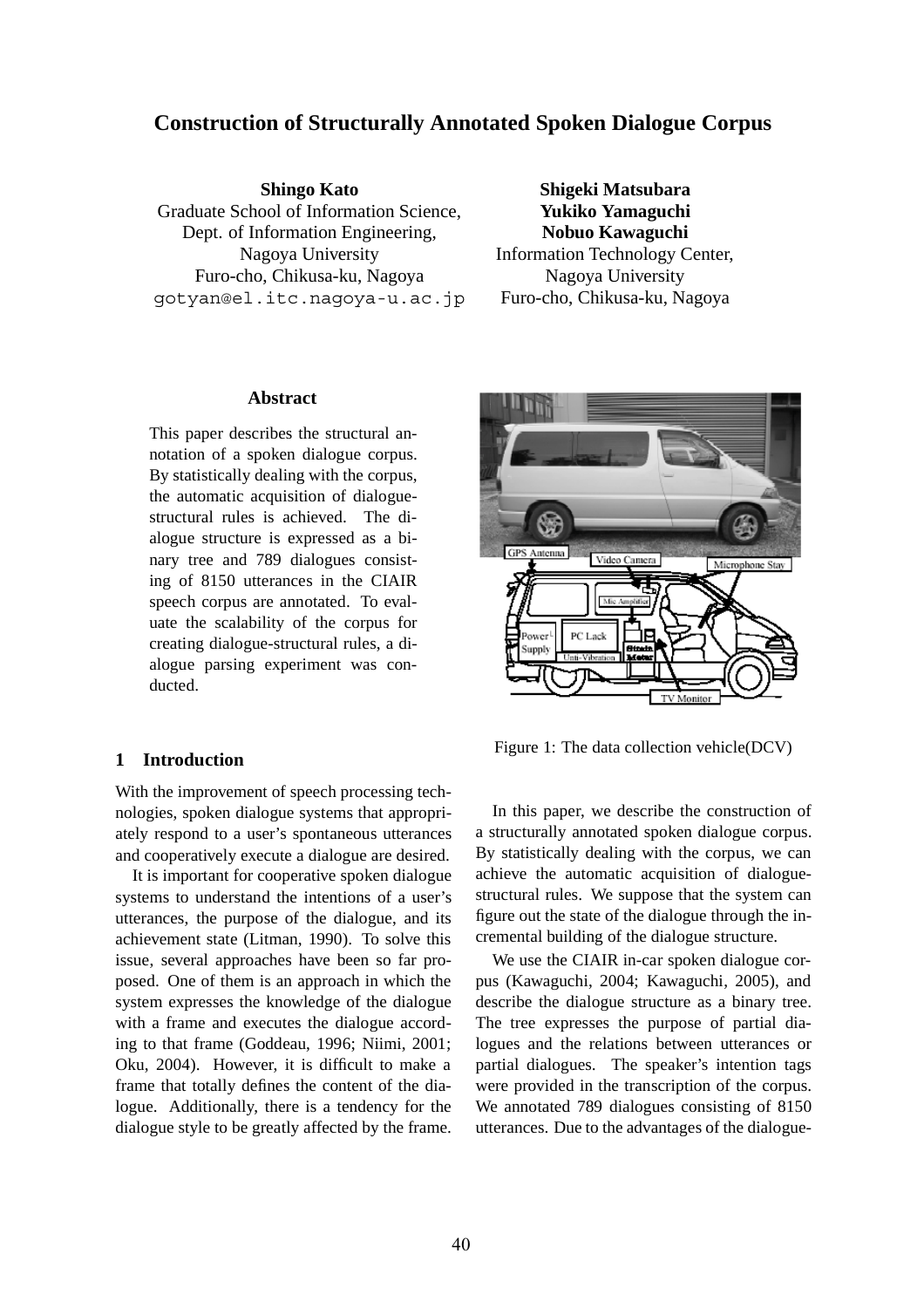# Construction of Structurally Annotated Spoken Dialogue Corpus

**Shingo Kato**
Graduate School of Information Science,
Dept. of Information Engineering,
Nagoya University
Furo-cho, Chikusa-ku, Nagoya
gotyan@el.itc.nagoya-u.ac.jp

**Shigeki Matsubara**
**Yukiko Yamaguchi**
**Nobuo Kawaguchi**
Information Technology Center,
Nagoya University
Furo-cho, Chikusa-ku, Nagoya

## Abstract

This paper describes the structural annotation of a spoken dialogue corpus. By statistically dealing with the corpus, the automatic acquisition of dialogue-structural rules is achieved. The dialogue structure is expressed as a binary tree and 789 dialogues consisting of 8150 utterances in the CIAIR speech corpus are annotated. To evaluate the scalability of the corpus for creating dialogue-structural rules, a dialogue parsing experiment was conducted.

## 1 Introduction

With the improvement of speech processing technologies, spoken dialogue systems that appropriately respond to a user's spontaneous utterances and cooperatively execute a dialogue are desired.

It is important for cooperative spoken dialogue systems to understand the intentions of a user's utterances, the purpose of the dialogue, and its achievement state (Litman, 1990). To solve this issue, several approaches have been so far proposed. One of them is an approach in which the system expresses the knowledge of the dialogue with a frame and executes the dialogue according to that frame (Goddeau, 1996; Niimi, 2001; Oku, 2004). However, it is difficult to make a frame that totally defines the content of the dialogue. Additionally, there is a tendency for the dialogue style to be greatly affected by the frame.

Figure 1: The data collection vehicle(DCV)

In this paper, we describe the construction of a structurally annotated spoken dialogue corpus. By statistically dealing with the corpus, we can achieve the automatic acquisition of dialogue-structural rules. We suppose that the system can figure out the state of the dialogue through the incremental building of the dialogue structure.

We use the CIAIR in-car spoken dialogue corpus (Kawaguchi, 2004; Kawaguchi, 2005), and describe the dialogue structure as a binary tree. The tree expresses the purpose of partial dialogues and the relations between utterances or partial dialogues. The speaker's intention tags were provided in the transcription of the corpus. We annotated 789 dialogues consisting of 8150 utterances. Due to the advantages of the dialogue-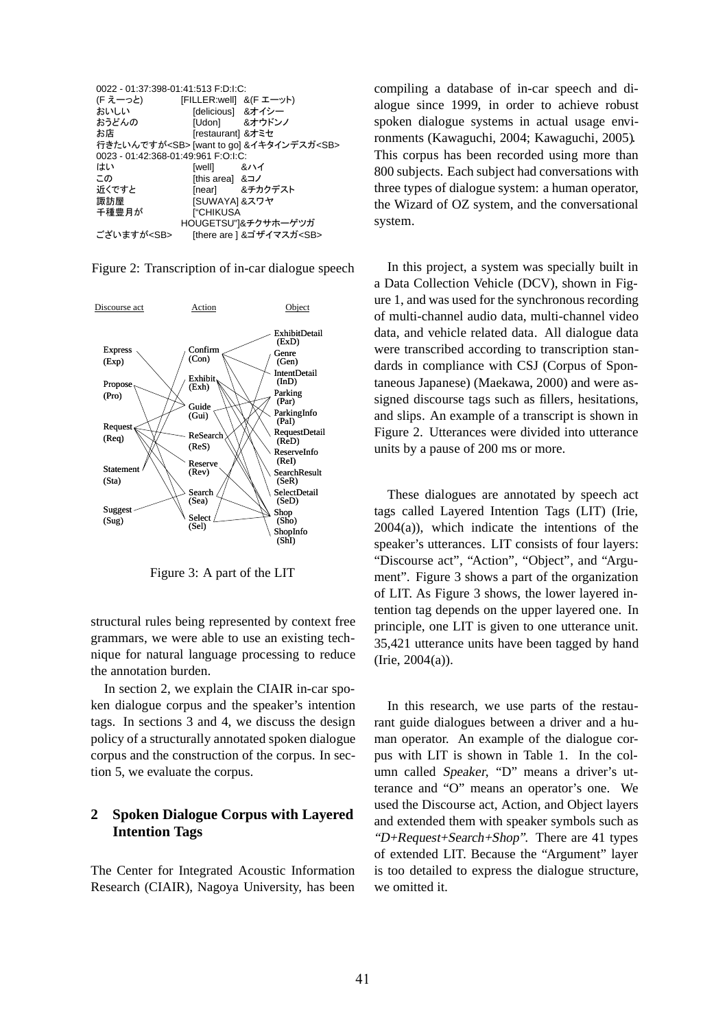```
0022 - 01:37:398-01:41:513 F:D:I:C:
(F えーっと)           [FILLER:well]  &(F エーット)
おいしい               [delicious]  &オイシー
おうどんの             [Udon]     &オウドンノ
お店                   [restaurant] &オミセ
行きたいんですが<SB> [want to go] &イキタインデスガ<SB>
0023 - 01:42:368-01:49:961 F:O:I:C:
はい                   [well]     &ハイ
この                   [this area]  &コノ
近くですと             [near]     &チカクデスト
諏訪屋                 [SUWAYA] &スワヤ
千種豊月が             ["CHIKUSA
                       HOUGETSU"]&チクサホーゲツガ
ございますが<SB>       [there are ] &ゴザイマスガ<SB>
```

Figure 2: Transcription of in-car dialogue speech

Figure 3: A part of the LIT

structural rules being represented by context free grammars, we were able to use an existing technique for natural language processing to reduce the annotation burden.

In section 2, we explain the CIAIR in-car spoken dialogue corpus and the speaker's intention tags. In sections 3 and 4, we discuss the design policy of a structurally annotated spoken dialogue corpus and the construction of the corpus. In section 5, we evaluate the corpus.

## 2 Spoken Dialogue Corpus with Layered Intention Tags

The Center for Integrated Acoustic Information Research (CIAIR), Nagoya University, has been compiling a database of in-car speech and dialogue since 1999, in order to achieve robust spoken dialogue systems in actual usage environments (Kawaguchi, 2004; Kawaguchi, 2005). This corpus has been recorded using more than 800 subjects. Each subject had conversations with three types of dialogue system: a human operator, the Wizard of OZ system, and the conversational system.

In this project, a system was specially built in a Data Collection Vehicle (DCV), shown in Figure 1, and was used for the synchronous recording of multi-channel audio data, multi-channel video data, and vehicle related data. All dialogue data were transcribed according to transcription standards in compliance with CSJ (Corpus of Spontaneous Japanese) (Maekawa, 2000) and were assigned discourse tags such as fillers, hesitations, and slips. An example of a transcript is shown in Figure 2. Utterances were divided into utterance units by a pause of 200 ms or more.

These dialogues are annotated by speech act tags called Layered Intention Tags (LIT) (Irie, 2004(a)), which indicate the intentions of the speaker's utterances. LIT consists of four layers: "Discourse act", "Action", "Object", and "Argument". Figure 3 shows a part of the organization of LIT. As Figure 3 shows, the lower layered intention tag depends on the upper layered one. In principle, one LIT is given to one utterance unit. 35,421 utterance units have been tagged by hand (Irie, 2004(a)).

In this research, we use parts of the restaurant guide dialogues between a driver and a human operator. An example of the dialogue corpus with LIT is shown in Table 1. In the column called *Speaker*, "D" means a driver's utterance and "O" means an operator's one. We used the Discourse act, Action, and Object layers and extended them with speaker symbols such as *"D+Request+Search+Shop"*. There are 41 types of extended LIT. Because the "Argument" layer is too detailed to express the dialogue structure, we omitted it.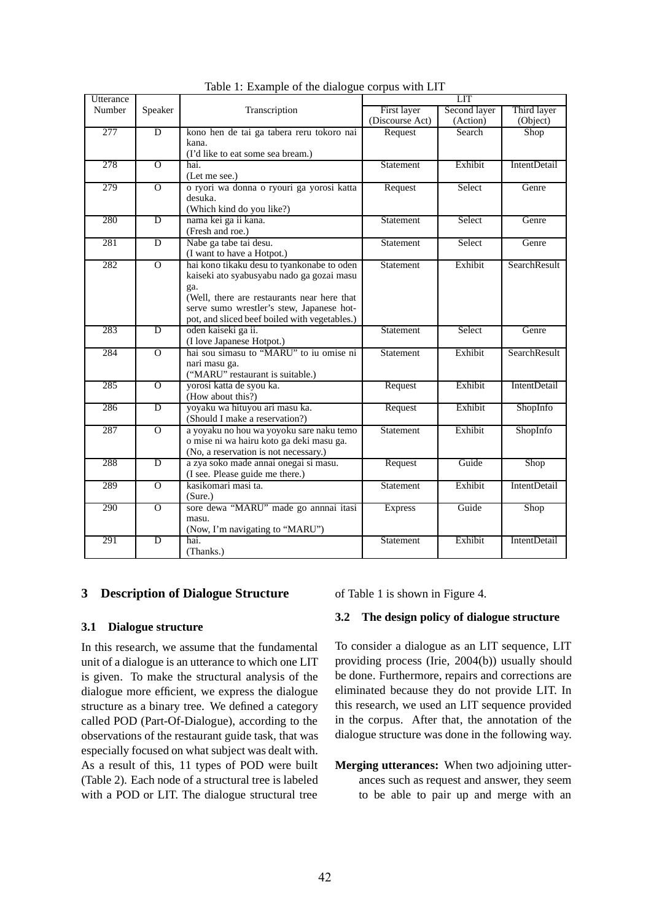Table 1: Example of the dialogue corpus with LIT

| Utterance Number | Speaker | Transcription | LIT | | |
|---|---|---|---|---|---|
| | | | First layer (Discourse Act) | Second layer (Action) | Third layer (Object) |
| 277 | D | kono hen de tai ga tabera reru tokoro nai kana. (I'd like to eat some sea bream.) | Request | Search | Shop |
| 278 | O | hai. (Let me see.) | Statement | Exhibit | IntentDetail |
| 279 | O | o ryori wa donna o ryouri ga yorosi katta desuka. (Which kind do you like?) | Request | Select | Genre |
| 280 | D | nama kei ga ii kana. (Fresh and roe.) | Statement | Select | Genre |
| 281 | D | Nabe ga tabe tai desu. (I want to have a Hotpot.) | Statement | Select | Genre |
| 282 | O | hai kono tikaku desu to tyankonabe to oden kaiseki ato syabusyabu nado ga gozai masu ga. (Well, there are restaurants near here that serve sumo wrestler's stew, Japanese hotpot, and sliced beef boiled with vegetables.) | Statement | Exhibit | SearchResult |
| 283 | D | oden kaiseki ga ii. (I love Japanese Hotpot.) | Statement | Select | Genre |
| 284 | O | hai sou simasu to "MARU" to iu omise ni nari masu ga. ("MARU" restaurant is suitable.) | Statement | Exhibit | SearchResult |
| 285 | O | yorosi katta de syou ka. (How about this?) | Request | Exhibit | IntentDetail |
| 286 | D | yoyaku wa hituyou ari masu ka. (Should I make a reservation?) | Request | Exhibit | ShopInfo |
| 287 | O | a yoyaku no hou wa yoyoku sare naku temo o mise ni wa hairu koto ga deki masu ga. (No, a reservation is not necessary.) | Statement | Exhibit | ShopInfo |
| 288 | D | a zya soko made annai onegai si masu. (I see. Please guide me there.) | Request | Guide | Shop |
| 289 | O | kasikomari masi ta. (Sure.) | Statement | Exhibit | IntentDetail |
| 290 | O | sore dewa "MARU" made go annnai itasi masu. (Now, I'm navigating to "MARU") | Express | Guide | Shop |
| 291 | D | hai. (Thanks.) | Statement | Exhibit | IntentDetail |

## 3 Description of Dialogue Structure

### 3.1 Dialogue structure

In this research, we assume that the fundamental unit of a dialogue is an utterance to which one LIT is given. To make the structural analysis of the dialogue more efficient, we express the dialogue structure as a binary tree. We defined a category called POD (Part-Of-Dialogue), according to the observations of the restaurant guide task, that was especially focused on what subject was dealt with. As a result of this, 11 types of POD were built (Table 2). Each node of a structural tree is labeled with a POD or LIT. The dialogue structural tree of Table 1 is shown in Figure 4.

### 3.2 The design policy of dialogue structure

To consider a dialogue as an LIT sequence, LIT providing process (Irie, 2004(b)) usually should be done. Furthermore, repairs and corrections are eliminated because they do not provide LIT. In this research, we used an LIT sequence provided in the corpus. After that, the annotation of the dialogue structure was done in the following way.

**Merging utterances:** When two adjoining utterances such as request and answer, they seem to be able to pair up and merge with an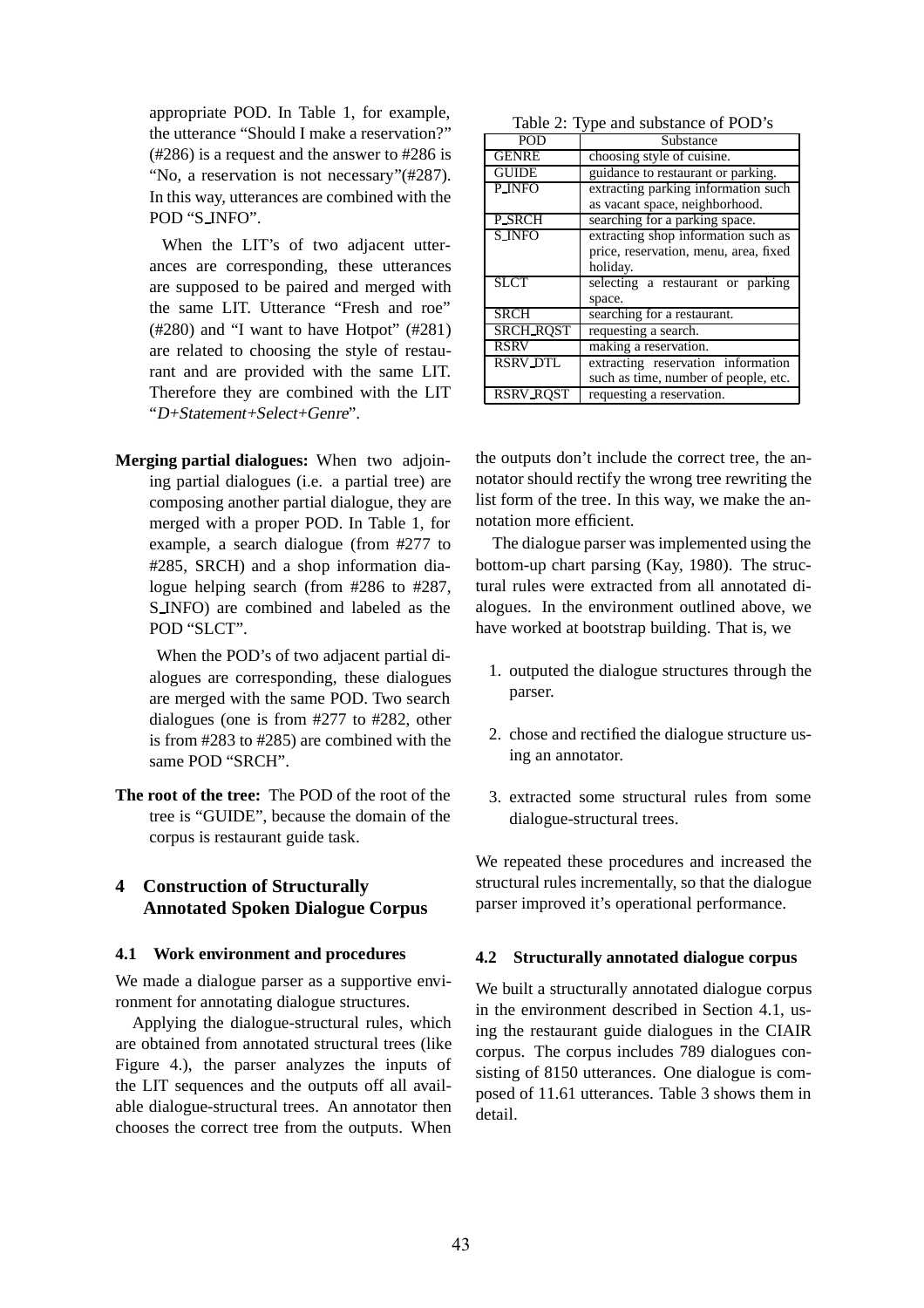appropriate POD. In Table 1, for example, the utterance "Should I make a reservation?" (#286) is a request and the answer to #286 is "No, a reservation is not necessary"(#287). In this way, utterances are combined with the POD "S_INFO".

When the LIT's of two adjacent utterances are corresponding, these utterances are supposed to be paired and merged with the same LIT. Utterance "Fresh and roe" (#280) and "I want to have Hotpot" (#281) are related to choosing the style of restaurant and are provided with the same LIT. Therefore they are combined with the LIT "*D+Statement+Select+Genre*".

**Merging partial dialogues:** When two adjoining partial dialogues (i.e. a partial tree) are composing another partial dialogue, they are merged with a proper POD. In Table 1, for example, a search dialogue (from #277 to #285, SRCH) and a shop information dialogue helping search (from #286 to #287, S_INFO) are combined and labeled as the POD "SLCT".

When the POD's of two adjacent partial dialogues are corresponding, these dialogues are merged with the same POD. Two search dialogues (one is from #277 to #282, other is from #283 to #285) are combined with the same POD "SRCH".

**The root of the tree:** The POD of the root of the tree is "GUIDE", because the domain of the corpus is restaurant guide task.

Table 2: Type and substance of POD's

| POD | Substance |
|---|---|
| GENRE | choosing style of cuisine. |
| GUIDE | guidance to restaurant or parking. |
| P_INFO | extracting parking information such as vacant space, neighborhood. |
| P_SRCH | searching for a parking space. |
| S_INFO | extracting shop information such as price, reservation, menu, area, fixed holiday. |
| SLCT | selecting a restaurant or parking space. |
| SRCH | searching for a restaurant. |
| SRCH_RQST | requesting a search. |
| RSRV | making a reservation. |
| RSRV_DTL | extracting reservation information such as time, number of people, etc. |
| RSRV_RQST | requesting a reservation. |

## 4 Construction of Structurally Annotated Spoken Dialogue Corpus

### 4.1 Work environment and procedures

We made a dialogue parser as a supportive environment for annotating dialogue structures.

Applying the dialogue-structural rules, which are obtained from annotated structural trees (like Figure 4.), the parser analyzes the inputs of the LIT sequences and the outputs off all available dialogue-structural trees. An annotator then chooses the correct tree from the outputs. When the outputs don't include the correct tree, the annotator should rectify the wrong tree rewriting the list form of the tree. In this way, we make the annotation more efficient.

The dialogue parser was implemented using the bottom-up chart parsing (Kay, 1980). The structural rules were extracted from all annotated dialogues. In the environment outlined above, we have worked at bootstrap building. That is, we

1. outputed the dialogue structures through the parser.
2. chose and rectified the dialogue structure using an annotator.
3. extracted some structural rules from some dialogue-structural trees.

We repeated these procedures and increased the structural rules incrementally, so that the dialogue parser improved it's operational performance.

### 4.2 Structurally annotated dialogue corpus

We built a structurally annotated dialogue corpus in the environment described in Section 4.1, using the restaurant guide dialogues in the CIAIR corpus. The corpus includes 789 dialogues consisting of 8150 utterances. One dialogue is composed of 11.61 utterances. Table 3 shows them in detail.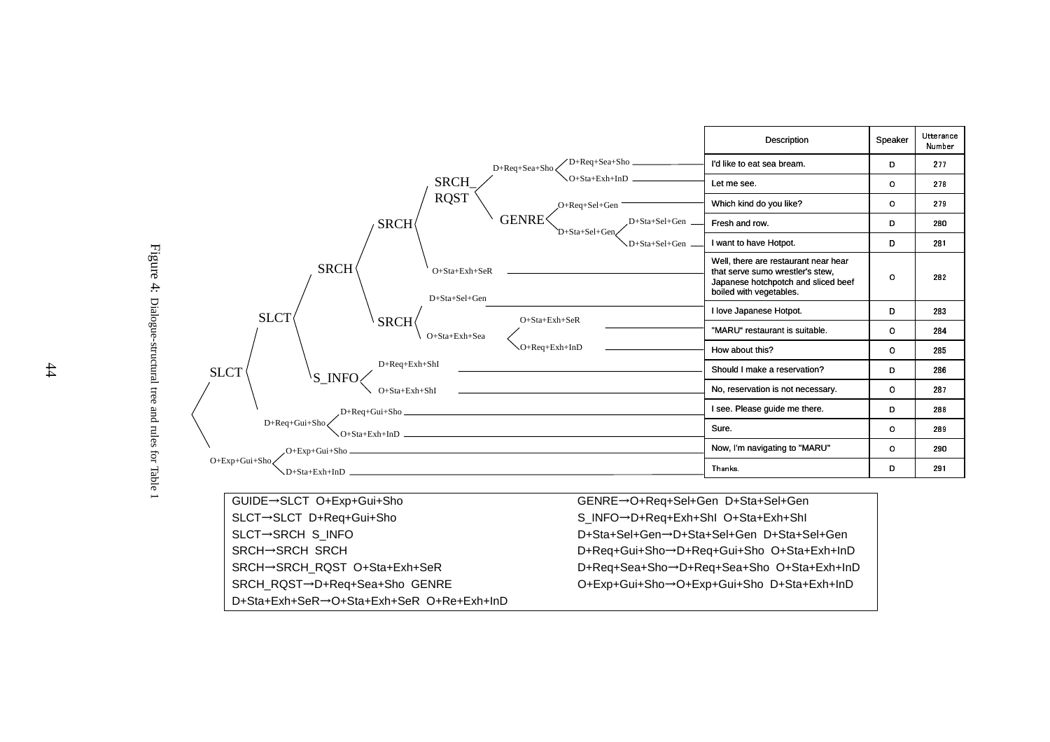| Description | Speaker | Utterance Number |
|---|---|---|
| I'd like to eat sea bream. | D | 277 |
| Let me see. | O | 278 |
| Which kind do you like? | O | 279 |
| Fresh and row. | D | 280 |
| I want to have Hotpot. | D | 281 |
| Well, there are restaurant near hear that serve sumo wrestler's stew, Japanese hotchpotch and sliced beef boiled with vegetables. | O | 282 |
| I love Japanese Hotpot. | D | 283 |
| "MARU" restaurant is suitable. | O | 284 |
| How about this? | O | 285 |
| Should I make a reservation? | D | 286 |
| No, reservation is not necessary. | O | 287 |
| I see. Please guide me there. | D | 288 |
| Sure. | O | 289 |
| Now, I'm navigating to "MARU" | O | 290 |
| Thanks. | D | 291 |

GUIDE→SLCT O+Exp+Gui+Sho
SLCT→SLCT D+Req+Gui+Sho
SLCT→SRCH S_INFO
SRCH→SRCH SRCH
SRCH→SRCH_RQST O+Sta+Exh+SeR
SRCH_RQST→D+Req+Sea+Sho GENRE
D+Sta+Exh+SeR→O+Sta+Exh+SeR O+Re+Exh+InD
GENRE→O+Req+Sel+Gen D+Sta+Sel+Gen
S_INFO→D+Req+Exh+ShI O+Sta+Exh+ShI
D+Sta+Sel+Gen→D+Sta+Sel+Gen D+Sta+Sel+Gen
D+Req+Gui+Sho→D+Req+Gui+Sho O+Sta+Exh+InD
D+Req+Sea+Sho→D+Req+Sea+Sho O+Sta+Exh+InD
O+Exp+Gui+Sho→O+Exp+Gui+Sho D+Sta+Exh+InD

Figure 4: Dialogue-structural tree and rules for Table 1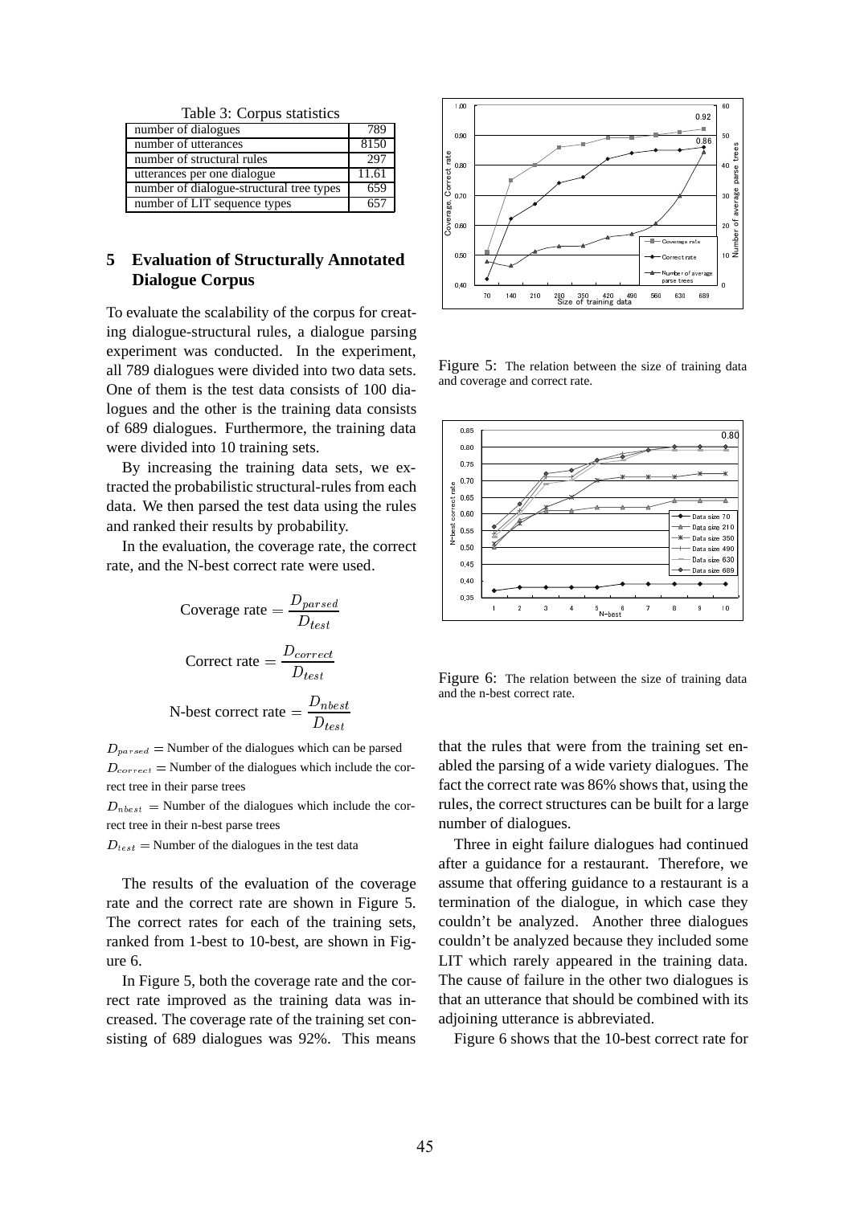Table 3: Corpus statistics

| | |
|---|---|
| number of dialogues | 789 |
| number of utterances | 8150 |
| number of structural rules | 297 |
| utterances per one dialogue | 11.61 |
| number of dialogue-structural tree types | 659 |
| number of LIT sequence types | 657 |

## 5 Evaluation of Structurally Annotated Dialogue Corpus

To evaluate the scalability of the corpus for creating dialogue-structural rules, a dialogue parsing experiment was conducted. In the experiment, all 789 dialogues were divided into two data sets. One of them is the test data consists of 100 dialogues and the other is the training data consists of 689 dialogues. Furthermore, the training data were divided into 10 training sets.

By increasing the training data sets, we extracted the probabilistic structural-rules from each data. We then parsed the test data using the rules and ranked their results by probability.

In the evaluation, the coverage rate, the correct rate, and the N-best correct rate were used.

$$\text{Coverage rate} = \frac{D_{parsed}}{D_{test}}$$

$$\text{Correct rate} = \frac{D_{correct}}{D_{test}}$$

$$\text{N-best correct rate} = \frac{D_{nbest}}{D_{test}}$$

$D_{parsed}$ = Number of the dialogues which can be parsed

$D_{correct}$ = Number of the dialogues which include the correct tree in their parse trees

$D_{nbest}$ = Number of the dialogues which include the correct tree in their n-best parse trees

$D_{test}$ = Number of the dialogues in the test data

The results of the evaluation of the coverage rate and the correct rate are shown in Figure 5. The correct rates for each of the training sets, ranked from 1-best to 10-best, are shown in Figure 6.

In Figure 5, both the coverage rate and the correct rate improved as the training data was increased. The coverage rate of the training set consisting of 689 dialogues was 92%. This means that the rules that were from the training set enabled the parsing of a wide variety dialogues. The fact the correct rate was 86% shows that, using the rules, the correct structures can be built for a large number of dialogues.

Figure 5: The relation between the size of training data and coverage and correct rate.

Figure 6: The relation between the size of training data and the n-best correct rate.

Three in eight failure dialogues had continued after a guidance for a restaurant. Therefore, we assume that offering guidance to a restaurant is a termination of the dialogue, in which case they couldn't be analyzed. Another three dialogues couldn't be analyzed because they included some LIT which rarely appeared in the training data. The cause of failure in the other two dialogues is that an utterance that should be combined with its adjoining utterance is abbreviated.

Figure 6 shows that the 10-best correct rate for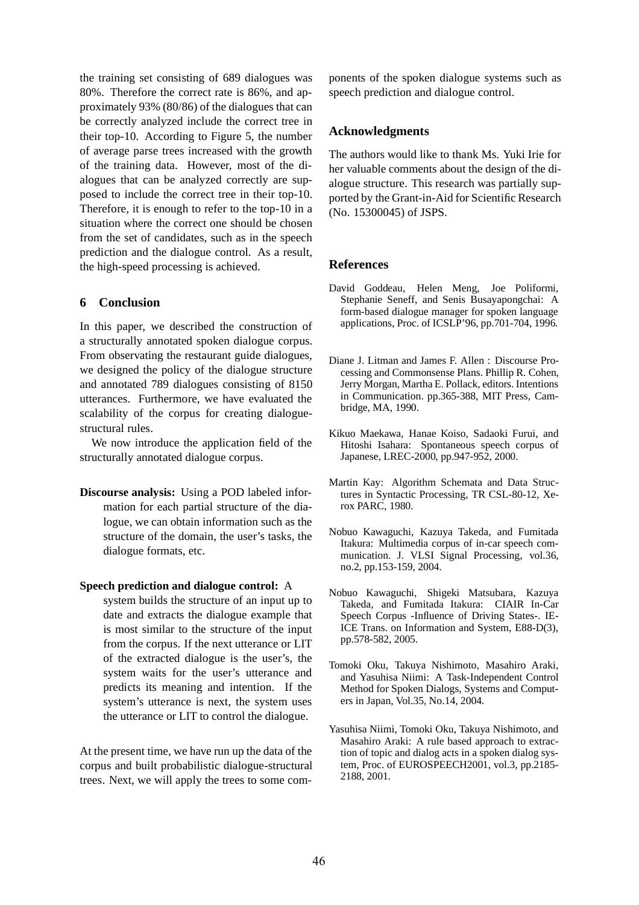the training set consisting of 689 dialogues was 80%. Therefore the correct rate is 86%, and approximately 93% (80/86) of the dialogues that can be correctly analyzed include the correct tree in their top-10. According to Figure 5, the number of average parse trees increased with the growth of the training data. However, most of the dialogues that can be analyzed correctly are supposed to include the correct tree in their top-10. Therefore, it is enough to refer to the top-10 in a situation where the correct one should be chosen from the set of candidates, such as in the speech prediction and the dialogue control. As a result, the high-speed processing is achieved.

## 6 Conclusion

In this paper, we described the construction of a structurally annotated spoken dialogue corpus. From observing the restaurant guide dialogues, we designed the policy of the dialogue structure and annotated 789 dialogues consisting of 8150 utterances. Furthermore, we have evaluated the scalability of the corpus for creating dialogue-structural rules.

We now introduce the application field of the structurally annotated dialogue corpus.

**Discourse analysis:** Using a POD labeled information for each partial structure of the dialogue, we can obtain information such as the structure of the domain, the user's tasks, the dialogue formats, etc.

**Speech prediction and dialogue control:** A system builds the structure of an input up to date and extracts the dialogue example that is most similar to the structure of the input from the corpus. If the next utterance or LIT of the extracted dialogue is the user's, the system waits for the user's utterance and predicts its meaning and intention. If the system's utterance is next, the system uses the utterance or LIT to control the dialogue.

At the present time, we have run up the data of the corpus and built probabilistic dialogue-structural trees. Next, we will apply the trees to some components of the spoken dialogue systems such as speech prediction and dialogue control.

## Acknowledgments

The authors would like to thank Ms. Yuki Irie for her valuable comments about the design of the dialogue structure. This research was partially supported by the Grant-in-Aid for Scientific Research (No. 15300045) of JSPS.

## References

David Goddeau, Helen Meng, Joe Poliformi, Stephanie Seneff, and Senis Busayapongchai: A form-based dialogue manager for spoken language applications, Proc. of ICSLP'96, pp.701-704, 1996.

Diane J. Litman and James F. Allen : Discourse Processing and Commonsense Plans. Phillip R. Cohen, Jerry Morgan, Martha E. Pollack, editors. Intentions in Communication. pp.365-388, MIT Press, Cambridge, MA, 1990.

Kikuo Maekawa, Hanae Koiso, Sadaoki Furui, and Hitoshi Isahara: Spontaneous speech corpus of Japanese, LREC-2000, pp.947-952, 2000.

Martin Kay: Algorithm Schemata and Data Structures in Syntactic Processing, TR CSL-80-12, Xerox PARC, 1980.

Nobuo Kawaguchi, Kazuya Takeda, and Fumitada Itakura: Multimedia corpus of in-car speech communication. J. VLSI Signal Processing, vol.36, no.2, pp.153-159, 2004.

Nobuo Kawaguchi, Shigeki Matsubara, Kazuya Takeda, and Fumitada Itakura: CIAIR In-Car Speech Corpus -Influence of Driving States-. IEICE Trans. on Information and System, E88-D(3), pp.578-582, 2005.

Tomoki Oku, Takuya Nishimoto, Masahiro Araki, and Yasuhisa Niimi: A Task-Independent Control Method for Spoken Dialogs, Systems and Computers in Japan, Vol.35, No.14, 2004.

Yasuhisa Niimi, Tomoki Oku, Takuya Nishimoto, and Masahiro Araki: A rule based approach to extraction of topic and dialog acts in a spoken dialog system, Proc. of EUROSPEECH2001, vol.3, pp.2185-2188, 2001.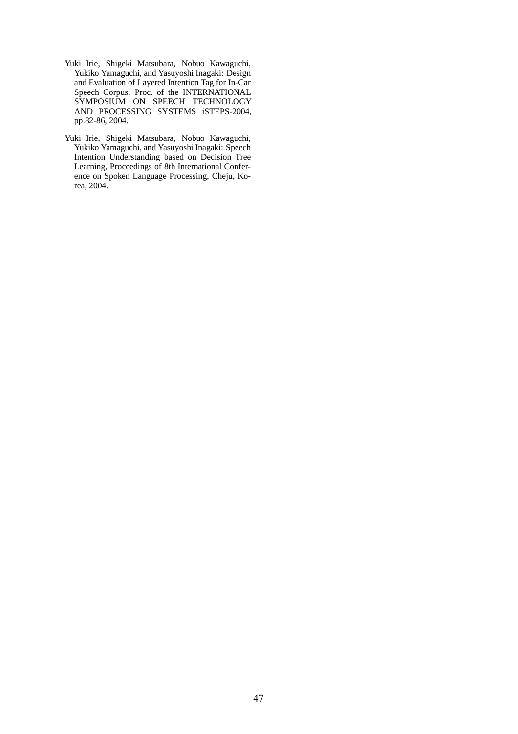Yuki Irie, Shigeki Matsubara, Nobuo Kawaguchi, Yukiko Yamaguchi, and Yasuyoshi Inagaki: Design and Evaluation of Layered Intention Tag for In-Car Speech Corpus, Proc. of the INTERNATIONAL SYMPOSIUM ON SPEECH TECHNOLOGY AND PROCESSING SYSTEMS iSTEPS-2004, pp.82-86, 2004.

Yuki Irie, Shigeki Matsubara, Nobuo Kawaguchi, Yukiko Yamaguchi, and Yasuyoshi Inagaki: Speech Intention Understanding based on Decision Tree Learning, Proceedings of 8th International Conference on Spoken Language Processing, Cheju, Korea, 2004.